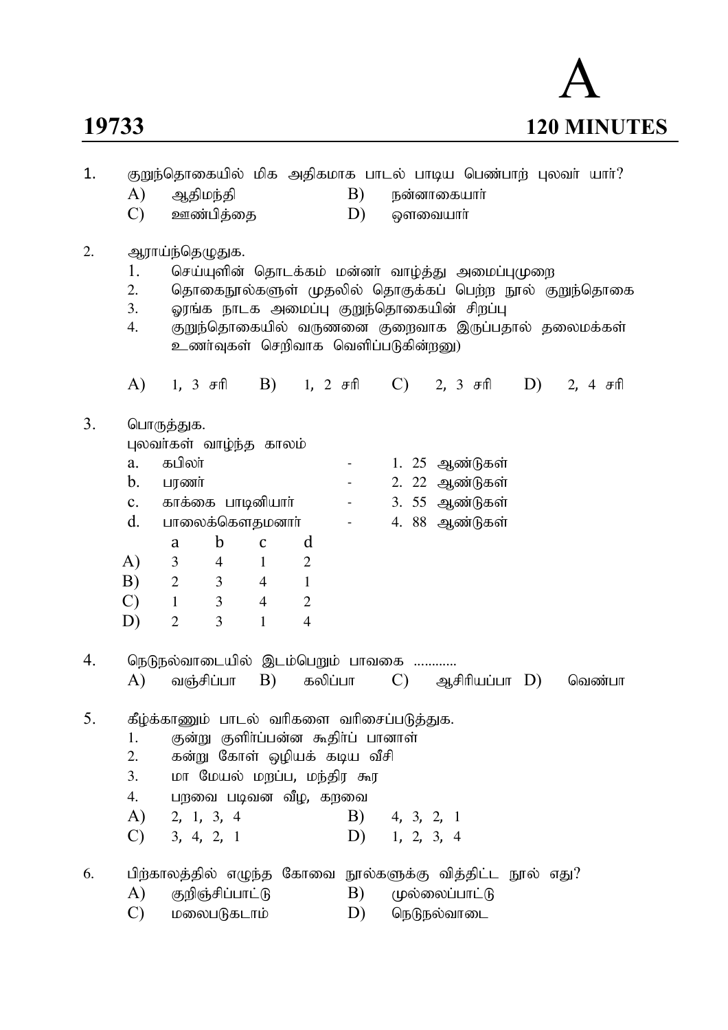**19733** **A** **120 MINUTES**

1. குறுந்தொகையில் மிக அதிகமாக பாடல் பாடிய பெண்பாற் புலவர் யார்?
   A) ஆதிமந்தி B) நன்னாகையார்
   C) ஊண்பித்தை D) ஔவையார்

2. ஆராய்ந்தெழுதுக.
   1. செய்யுளின் தொடக்கம் மன்னர் வாழ்த்து அமைப்புமுறை
   2. தொகைநூல்களுள் முதலில் தொகுக்கப் பெற்ற நூல் குறுந்தொகை
   3. ஓரங்க நாடக அமைப்பு குறுந்தொகையின் சிறப்பு
   4. குறுந்தொகையில் வருணனை குறைவாக இருப்பதால் தலைமக்கள் உணர்வுகள் செறிவாக வெளிப்படுகின்றனு)

   A) 1, 3 சரி B) 1, 2 சரி C) 2, 3 சரி D) 2, 4 சரி

3. பொருத்துக.
   புலவர்கள் வாழ்ந்த காலம்
   a. கபிலர் - 1. 25 ஆண்டுகள்
   b. பரணர் - 2. 22 ஆண்டுகள்
   c. காக்கை பாடினியார் - 3. 55 ஆண்டுகள்
   d. பாலைக்கௌதமனார் - 4. 88 ஆண்டுகள்

|  | a | b | c | d |
|---|---|---|---|---|
| A) | 3 | 4 | 1 | 2 |
| B) | 2 | 3 | 4 | 1 |
| C) | 1 | 3 | 4 | 2 |
| D) | 2 | 3 | 1 | 4 |

4. நெடுநல்வாடையில் இடம்பெறும் பாவகை ............
   A) வஞ்சிப்பா B) கலிப்பா C) ஆசிரியப்பா D) வெண்பா

5. கீழ்க்காணும் பாடல் வரிகளை வரிசைப்படுத்துக.
   1. குன்று குளிர்ப்பன்ன கூதிர்ப் பானாள்
   2. கன்று கோள் ஒழியக் கடிய வீசி
   3. மா மேயல் மறப்ப, மந்திர கூர
   4. பறவை படிவன வீழ, கறவை
   A) 2, 1, 3, 4 B) 4, 3, 2, 1
   C) 3, 4, 2, 1 D) 1, 2, 3, 4

6. பிற்காலத்தில் எழுந்த கோவை நூல்களுக்கு வித்திட்ட நூல் எது?
   A) குறிஞ்சிப்பாட்டு B) முல்லைப்பாட்டு
   C) மலைபடுகடாம் D) நெடுநல்வாடை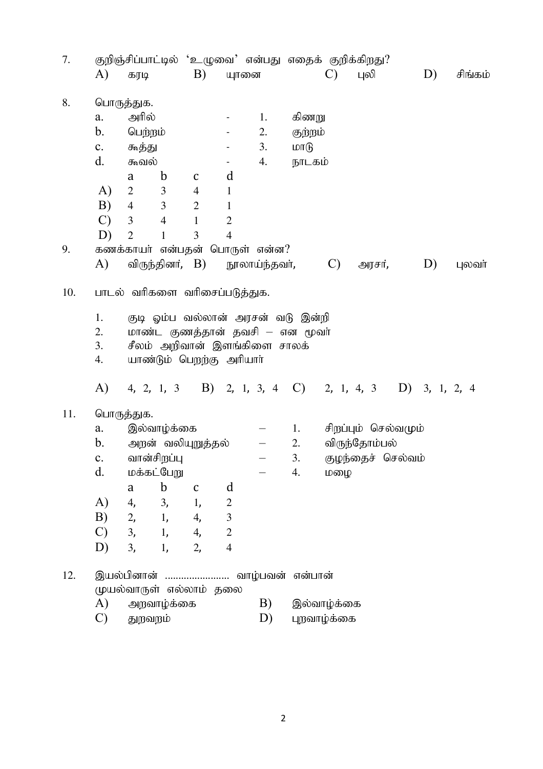7. குறிஞ்சிப்பாட்டில் 'உழுவை' என்பது எதைக் குறிக்கிறது?

A) கரடி B) யானை C) புலி D) சிங்கம்

8. பொருத்துக.

a. அரில் - 1. கிணறு
b. பெற்றம் - 2. குற்றம்
c. கூத்து - 3. மாடு
d. கூவல் - 4. நாடகம்

| | a | b | c | d |
|---|---|---|---|---|
| A) | 2 | 3 | 4 | 1 |
| B) | 4 | 3 | 2 | 1 |
| C) | 3 | 4 | 1 | 2 |
| D) | 2 | 1 | 3 | 4 |

9. கணக்காயர் என்பதன் பொருள் என்ன?

A) விருந்தினர், B) நூலாய்ந்தவர், C) அரசர், D) புலவர்

10. பாடல் வரிகளை வரிசைப்படுத்துக.

1. குடி ஓம்ப வல்லான் அரசன் வடு இன்றி
2. மாண்ட குணத்தான் தவசி – என மூவர்
3. சீலம் அறிவான் இளங்கிளை சாலக்
4. யாண்டும் பெறற்கு அரியார்

A) 4, 2, 1, 3 B) 2, 1, 3, 4 C) 2, 1, 4, 3 D) 3, 1, 2, 4

11. பொருத்துக.

a. இல்வாழ்க்கை – 1. சிறப்பும் செல்வமும்
b. அறன் வலியுறுத்தல் – 2. விருந்தோம்பல்
c. வான்சிறப்பு – 3. குழந்தைச் செல்வம்
d. மக்கட்பேறு – 4. மழை

| | a | b | c | d |
|---|---|---|---|---|
| A) | 4, | 3, | 1, | 2 |
| B) | 2, | 1, | 4, | 3 |
| C) | 3, | 1, | 4, | 2 |
| D) | 3, | 1, | 2, | 4 |

12. இயல்பினான் ........................ வாழ்பவன் என்பான்
முயல்வாருள் எல்லாம் தலை

A) அறவாழ்க்கை B) இல்வாழ்க்கை
C) துறவறம் D) புறவாழ்க்கை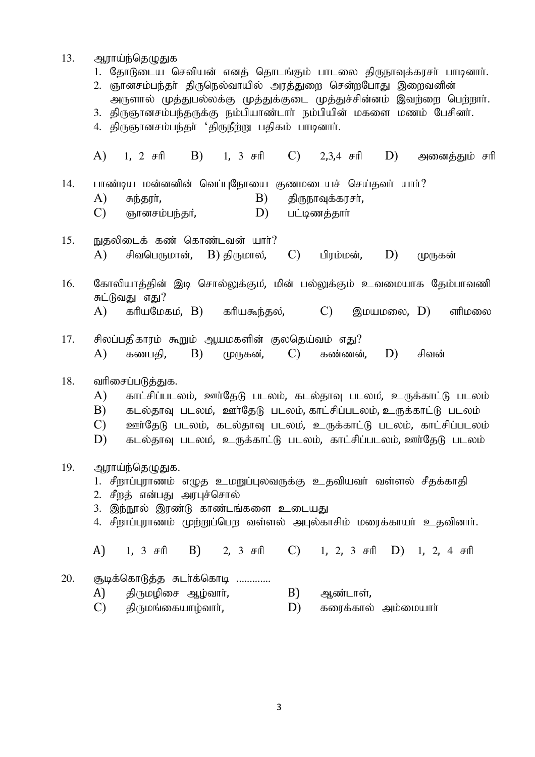13. ஆராய்ந்தெழுதுக
    1. தோடுடைய செவியன் எனத் தொடங்கும் பாடலை திருநாவுக்கரசர் பாடினார்.
    2. ஞானசம்பந்தர் திருநெல்வாயில் அரத்துறை சென்றபோது இறைவனின் அருளால் முத்துபல்லக்கு முத்துக்குடை முத்துச்சின்னம் இவற்றை பெற்றார்.
    3. திருஞானசம்பந்தருக்கு நம்பியாண்டார் நம்பியின் மகளை மணம் பேசினர்.
    4. திருஞானசம்பந்தர் ‘திருநீற்று பதிகம் பாடினார்.

    A) 1, 2 சரி  B) 1, 3 சரி  C) 2,3,4 சரி  D) அனைத்தும் சரி

14. பாண்டிய மன்னனின் வெப்புநோயை குணமடையச் செய்தவர் யார்?
    A) சுந்தரர்,  B) திருநாவுக்கரசர்,
    C) ஞானசம்பந்தர்,  D) பட்டினத்தார்

15. நுதலிடைக் கண் கொண்டவன் யார்?
    A) சிவபெருமான், B) திருமால், C) பிரம்மன், D) முருகன்

16. கோலியாத்தின் இடி சொல்லுக்கும், மின் பல்லுக்கும் உவமையாக தேம்பாவணி சுட்டுவது எது?
    A) கரியமேகம், B) கரியகூந்தல், C) இமயமலை, D) எரிமலை

17. சிலப்பதிகாரம் கூறும் ஆயமகளின் குலதெய்வம் எது?
    A) கணபதி, B) முருகன், C) கண்ணன், D) சிவன்

18. வரிசைப்படுத்துக.
    A) காட்சிப்படலம், ஊர்தேடு படலம், கடல்தாவு படலம், உருக்காட்டு படலம்
    B) கடல்தாவு படலம், ஊர்தேடு படலம், காட்சிப்படலம், உருக்காட்டு படலம்
    C) ஊர்தேடு படலம், கடல்தாவு படலம், உருக்காட்டு படலம், காட்சிப்படலம்
    D) கடல்தாவு படலம், உருக்காட்டு படலம், காட்சிப்படலம், ஊர்தேடு படலம்

19. ஆராய்ந்தெழுதுக.
    1. சீறாப்புராணம் எழுத உமறுப்புலவருக்கு உதவியவர் வள்ளல் சீதக்காதி
    2. சீறத் என்பது அரபுச்சொல்
    3. இந்நூல் இரண்டு காண்டங்களை உடையது
    4. சீறாப்புராணம் முற்றுப்பெற வள்ளல் அபுல்காசிம் மரைக்காயர் உதவினார்.

    A) 1, 3 சரி  B) 2, 3 சரி  C) 1, 2, 3 சரி  D) 1, 2, 4 சரி

20. சூடிக்கொடுத்த சுடர்க்கொடி ............
    A) திருமழிசை ஆழ்வார்,  B) ஆண்டாள்,
    C) திருமங்கையாழ்வார்,  D) கரைக்கால் அம்மையார்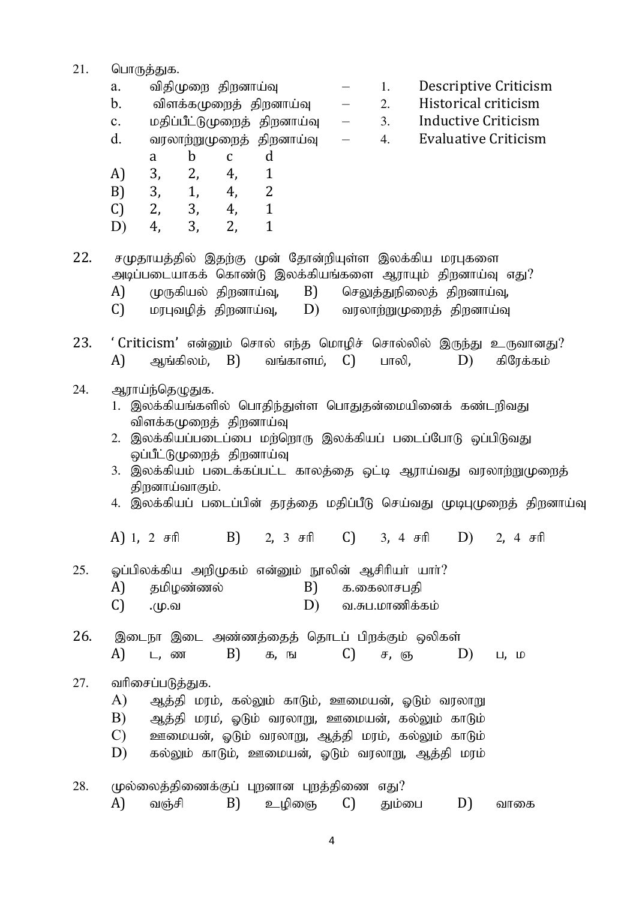21. பொருத்துக.

| | | | | |
|---|---|---|---|---|
| a. | விதிமுறை திறனாய்வு | – | 1. | Descriptive Criticism |
| b. | விளக்கமுறைத் திறனாய்வு | – | 2. | Historical criticism |
| c. | மதிப்பீட்டுமுறைத் திறனாய்வு | – | 3. | Inductive Criticism |
| d. | வரலாற்றுமுறைத் திறனாய்வு | – | 4. | Evaluative Criticism |

| | a | b | c | d |
|---|---|---|---|---|
| A) | 3, | 2, | 4, | 1 |
| B) | 3, | 1, | 4, | 2 |
| C) | 2, | 3, | 4, | 1 |
| D) | 4, | 3, | 2, | 1 |

22. சமுதாயத்தில் இதற்கு முன் தோன்றியுள்ள இலக்கிய மரபுகளை அடிப்படையாகக் கொண்டு இலக்கியங்களை ஆராயும் திறனாய்வு எது?
   - A) முருகியல் திறனாய்வு,
   - B) செலுத்துநிலைத் திறனாய்வு,
   - C) மரபுவழித் திறனாய்வு,
   - D) வரலாற்றுமுறைத் திறனாய்வு

23. 'Criticism' என்னும் சொல் எந்த மொழிச் சொல்லில் இருந்து உருவானது?
   - A) ஆங்கிலம்,
   - B) வங்காளம்,
   - C) பாலி,
   - D) கிரேக்கம்

24. ஆராய்ந்தெழுதுக.
   1. இலக்கியங்களில் பொதிந்துள்ள பொதுதன்மையினைக் கண்டறிவது விளக்கமுறைத் திறனாய்வு
   2. இலக்கியப்படைப்பை மற்றொரு இலக்கியப் படைப்போடு ஒப்பிடுவது ஒப்பீட்டுமுறைத் திறனாய்வு
   3. இலக்கியம் படைக்கப்பட்ட காலத்தை ஒட்டி ஆராய்வது வரலாற்றுமுறைத் திறனாய்வாகும்.
   4. இலக்கியப் படைப்பின் தரத்தை மதிப்பீடு செய்வது முடிபுமுறைத் திறனாய்வு

   - A) 1, 2 சரி
   - B) 2, 3 சரி
   - C) 3, 4 சரி
   - D) 2, 4 சரி

25. ஒப்பிலக்கிய அறிமுகம் என்னும் நூலின் ஆசிரியர் யார்?
   - A) தமிழண்ணல்
   - B) க.கைலாசபதி
   - C) .மு.வ
   - D) வ.சுப.மாணிக்கம்

26. இடைநா இடை அண்ணத்தைத் தொடப் பிறக்கும் ஒலிகள்
   - A) ட, ண
   - B) க, ங
   - C) ச, ஞ
   - D) ப, ம

27. வரிசைப்படுத்துக.
   - A) ஆத்தி மரம், கல்லும் காடும், ஊமையன், ஓடும் வரலாறு
   - B) ஆத்தி மரம், ஓடும் வரலாறு, ஊமையன், கல்லும் காடும்
   - C) ஊமையன், ஓடும் வரலாறு, ஆத்தி மரம், கல்லும் காடும்
   - D) கல்லும் காடும், ஊமையன், ஓடும் வரலாறு, ஆத்தி மரம்

28. முல்லைத்திணைக்குப் புறனான புறத்திணை எது?
   - A) வஞ்சி
   - B) உழிஞை
   - C) தும்பை
   - D) வாகை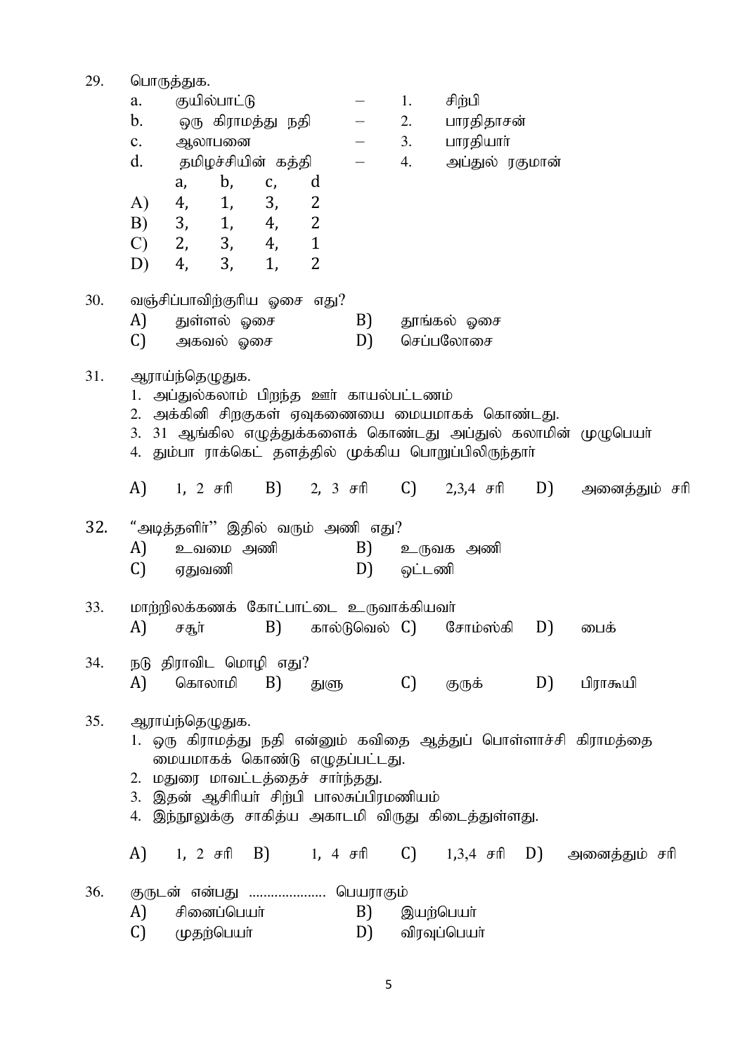29. பொருத்துக.

| | | | | |
|---|---|---|---|---|
| a. | குயில்பாட்டு | – | 1. | சிற்பி |
| b. | ஒரு கிராமத்து நதி | – | 2. | பாரதிதாசன் |
| c. | ஆலாபனை | – | 3. | பாரதியார் |
| d. | தமிழச்சியின் கத்தி | – | 4. | அப்துல் ரகுமான் |

| | a, | b, | c, | d |
|---|---|---|---|---|
| A) | 4, | 1, | 3, | 2 |
| B) | 3, | 1, | 4, | 2 |
| C) | 2, | 3, | 4, | 1 |
| D) | 4, | 3, | 1, | 2 |

30. வஞ்சிப்பாவிற்குரிய ஓசை எது?

A) துள்ளல் ஓசை B) தூங்கல் ஓசை
C) அகவல் ஓசை D) செப்பலோசை

31. ஆராய்ந்தெழுதுக.

1. அப்துல்கலாம் பிறந்த ஊர் காயல்பட்டணம்
2. அக்கினி சிறகுகள் ஏவுகணையை மையமாகக் கொண்டது.
3. 31 ஆங்கில எழுத்துக்களைக் கொண்டது அப்துல் கலாமின் முழுபெயர்
4. தும்பா ராக்கெட் தளத்தில் முக்கிய பொறுப்பிலிருந்தார்

A) 1, 2 சரி B) 2, 3 சரி C) 2,3,4 சரி D) அனைத்தும் சரி

32. "அடித்தளிர்" இதில் வரும் அணி எது?

A) உவமை அணி B) உருவக அணி
C) ஏதுவணி D) ஒட்டணி

33. மாற்றிலக்கணக் கோட்பாட்டை உருவாக்கியவர்

A) சசூர் B) கால்டுவெல் C) சோம்ஸ்கி D) பைக்

34. நடு திராவிட மொழி எது?

A) கொலாமி B) துளு C) குருக் D) பிராகூயி

35. ஆராய்ந்தெழுதுக.

1. ஒரு கிராமத்து நதி என்னும் கவிதை ஆத்துப் பொள்ளாச்சி கிராமத்தை மையமாகக் கொண்டு எழுதப்பட்டது.
2. மதுரை மாவட்டத்தைச் சார்ந்தது.
3. இதன் ஆசிரியர் சிற்பி பாலசுப்பிரமணியம்
4. இந்நூலுக்கு சாகித்ய அகாடமி விருது கிடைத்துள்ளது.

A) 1, 2 சரி B) 1, 4 சரி C) 1,3,4 சரி D) அனைத்தும் சரி

36. குருடன் என்பது .................... பெயராகும்

A) சினைப்பெயர் B) இயற்பெயர்
C) முதற்பெயர் D) விரவுப்பெயர்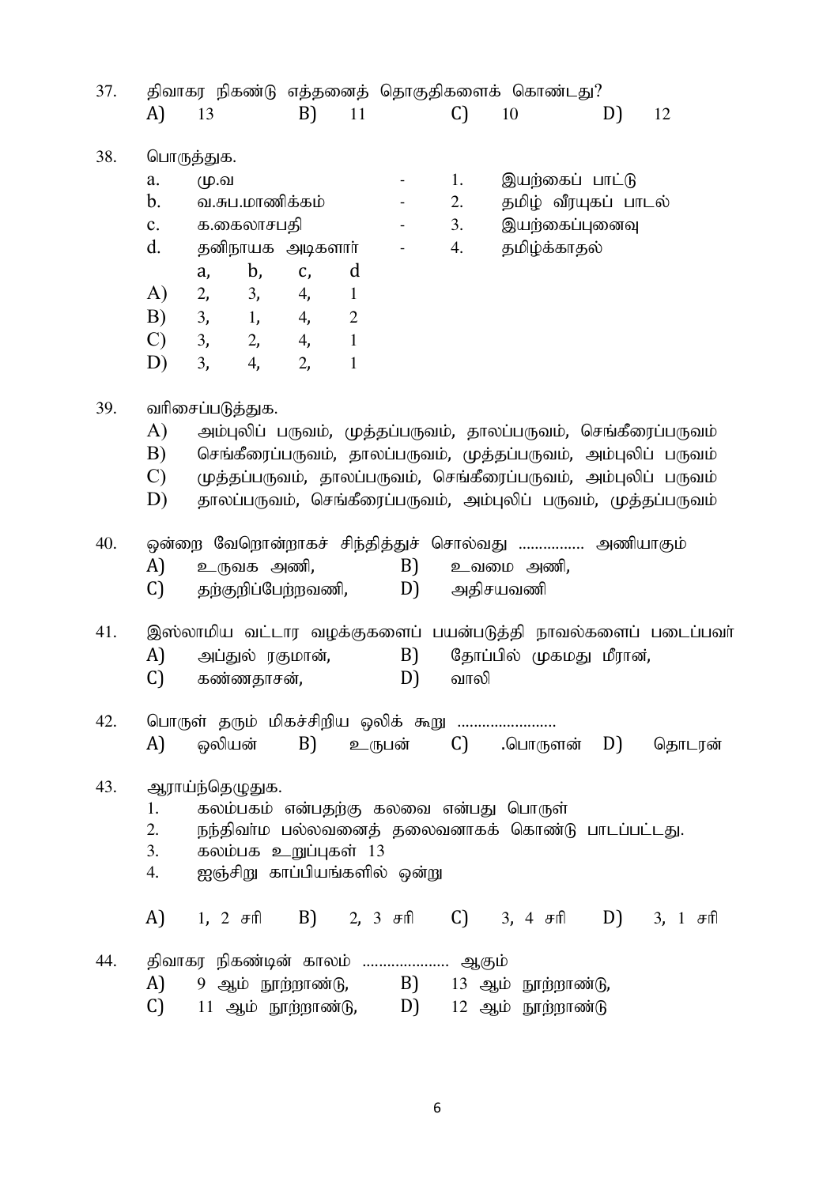37. திவாகர நிகண்டு எத்தனைத் தொகுதிகளைக் கொண்டது?

A) 13 B) 11 C) 10 D) 12

38. பொருத்துக.

a. மு.வ - 1. இயற்கைப் பாட்டு
b. வ.சுப.மாணிக்கம் - 2. தமிழ் வீரயுகப் பாடல்
c. க.கைலாசபதி - 3. இயற்கைப்புனைவு
d. தனிநாயக அடிகளார் - 4. தமிழ்க்காதல்

| | a, | b, | c, | d |
|---|---|---|---|---|
| A) | 2, | 3, | 4, | 1 |
| B) | 3, | 1, | 4, | 2 |
| C) | 3, | 2, | 4, | 1 |
| D) | 3, | 4, | 2, | 1 |

39. வரிசைப்படுத்துக.

A) அம்புலிப் பருவம், முத்தப்பருவம், தாலப்பருவம், செங்கீரைப்பருவம்
B) செங்கீரைப்பருவம், தாலப்பருவம், முத்தப்பருவம், அம்புலிப் பருவம்
C) முத்தப்பருவம், தாலப்பருவம், செங்கீரைப்பருவம், அம்புலிப் பருவம்
D) தாலப்பருவம், செங்கீரைப்பருவம், அம்புலிப் பருவம், முத்தப்பருவம்

40. ஒன்றை வேறொன்றாகச் சிந்தித்துச் சொல்வது ................ அணியாகும்

A) உருவக அணி, B) உவமை அணி,
C) தற்குறிப்பேற்றவணி, D) அதிசயவணி

41. இஸ்லாமிய வட்டார வழக்குகளைப் பயன்படுத்தி நாவல்களைப் படைப்பவர்

A) அப்துல் ரகுமான், B) தோப்பில் முகமது மீரான்,
C) கண்ணதாசன், D) வாலி

42. பொருள் தரும் மிகச்சிறிய ஒலிக் கூறு ........................

A) ஒலியன் B) உருபன் C) .பொருளன் D) தொடரன்

43. ஆராய்ந்தெழுதுக.

1. கலம்பகம் என்பதற்கு கலவை என்பது பொருள்
2. நந்திவர்ம பல்லவனைத் தலைவனாகக் கொண்டு பாடப்பட்டது.
3. கலம்பக உறுப்புகள் 13
4. ஐஞ்சிறு காப்பியங்களில் ஒன்று

A) 1, 2 சரி B) 2, 3 சரி C) 3, 4 சரி D) 3, 1 சரி

44. திவாகர நிகண்டின் காலம் ..................... ஆகும்

A) 9 ஆம் நூற்றாண்டு, B) 13 ஆம் நூற்றாண்டு,
C) 11 ஆம் நூற்றாண்டு, D) 12 ஆம் நூற்றாண்டு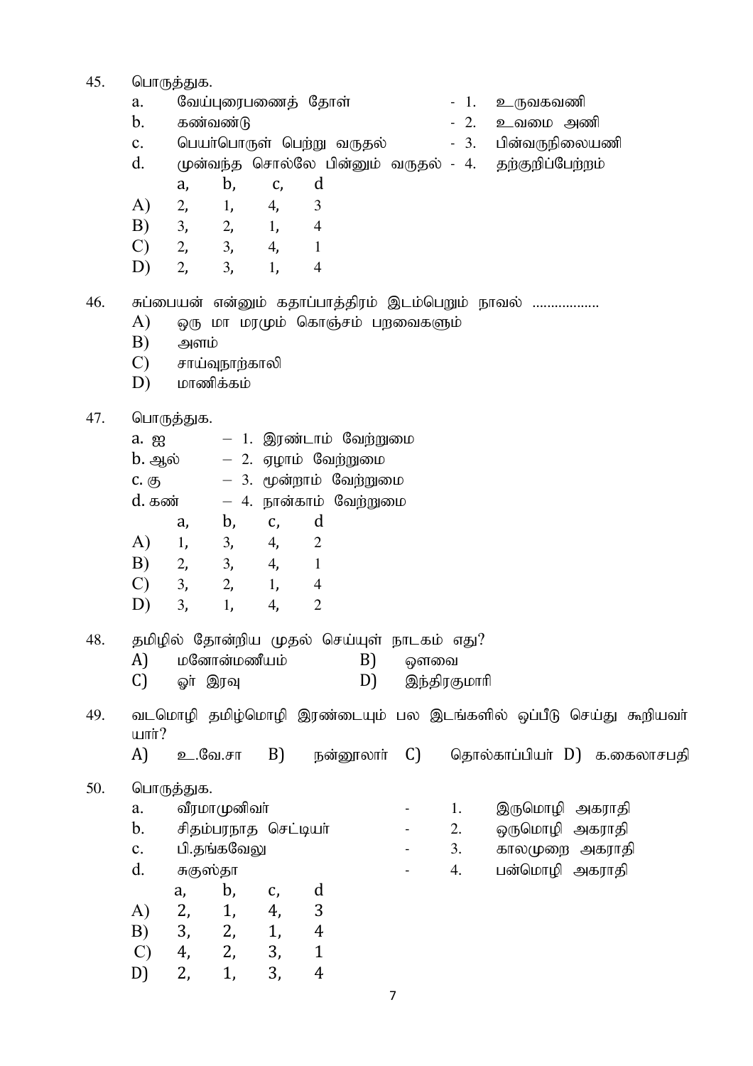45. பொருத்துக.

| | | | |
|---|---|---|---|
| a. | வேய்புரைபணைத் தோள் | - 1. | உருவகவணி |
| b. | கண்வண்டு | - 2. | உவமை அணி |
| c. | பெயர்பொருள் பெற்று வருதல் | - 3. | பின்வருநிலையணி |
| d. | முன்வந்த சொல்லே பின்னும் வருதல் | - 4. | தற்குறிப்பேற்றம் |

| | a, | b, | c, | d |
|---|---|---|---|---|
| A) | 2, | 1, | 4, | 3 |
| B) | 3, | 2, | 1, | 4 |
| C) | 2, | 3, | 4, | 1 |
| D) | 2, | 3, | 1, | 4 |

46. சுப்பையன் என்னும் கதாப்பாத்திரம் இடம்பெறும் நாவல் .................

A) ஒரு மா மரமும் கொஞ்சம் பறவைகளும்
B) அளம்
C) சாய்வுநாற்காலி
D) மாணிக்கம்

47. பொருத்துக.

| | | |
|---|---|---|
| a. ஐ | – 1. | இரண்டாம் வேற்றுமை |
| b. ஆல் | – 2. | ஏழாம் வேற்றுமை |
| c. கு | – 3. | மூன்றாம் வேற்றுமை |
| d. கண் | – 4. | நான்காம் வேற்றுமை |

| | a, | b, | c, | d |
|---|---|---|---|---|
| A) | 1, | 3, | 4, | 2 |
| B) | 2, | 3, | 4, | 1 |
| C) | 3, | 2, | 1, | 4 |
| D) | 3, | 1, | 4, | 2 |

48. தமிழில் தோன்றிய முதல் செய்யுள் நாடகம் எது?

A) மனோன்மணீயம் B) ஔவை
C) ஓர் இரவு D) இந்திரகுமாரி

49. வடமொழி தமிழ்மொழி இரண்டையும் பல இடங்களில் ஒப்பீடு செய்து கூறியவர் யார்?

A) உ.வே.சா B) நன்னூலார் C) தொல்காப்பியர் D) க.கைலாசபதி

50. பொருத்துக.

| | | | |
|---|---|---|---|
| a. | வீரமாமுனிவர் | - 1. | இருமொழி அகராதி |
| b. | சிதம்பரநாத செட்டியர் | - 2. | ஒருமொழி அகராதி |
| c. | பி.தங்கவேலு | - 3. | காலமுறை அகராதி |
| d. | சுகுஸ்தா | - 4. | பன்மொழி அகராதி |

| | a, | b, | c, | d |
|---|---|---|---|---|
| A) | 2, | 1, | 4, | 3 |
| B) | 3, | 2, | 1, | 4 |
| C) | 4, | 2, | 3, | 1 |
| D) | 2, | 1, | 3, | 4 |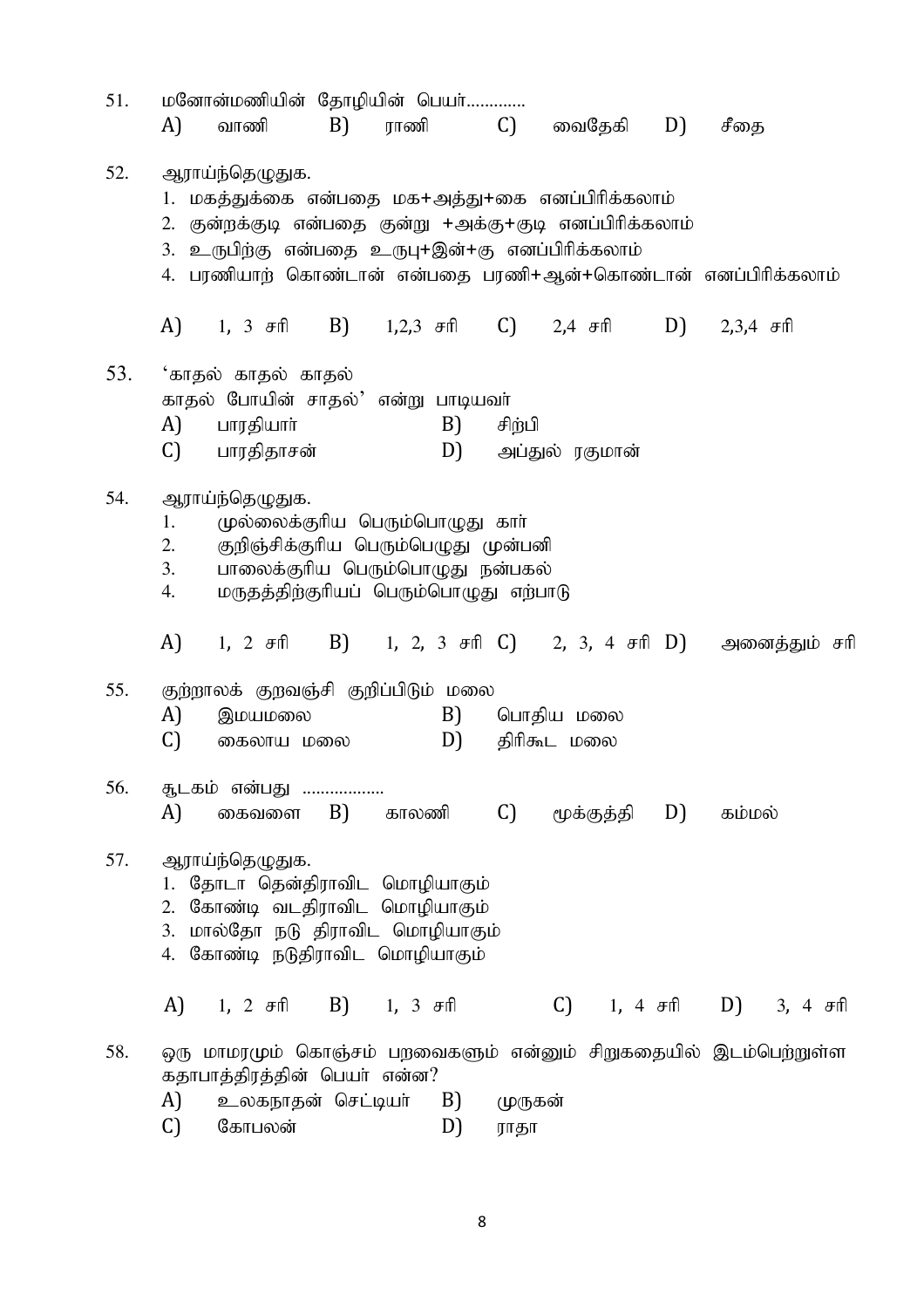51. மனோன்மணியின் தோழியின் பெயர்.............

A) வாணி B) ராணி C) வைதேகி D) சீதை

52. ஆராய்ந்தெழுதுக.

1. மகத்துக்கை என்பதை மக+அத்து+கை எனப்பிரிக்கலாம்
2. குன்றக்குடி என்பதை குன்று +அக்கு+குடி எனப்பிரிக்கலாம்
3. உருபிற்கு என்பதை உருபு+இன்+கு எனப்பிரிக்கலாம்
4. பரணியாற் கொண்டான் என்பதை பரணி+ஆன்+கொண்டான் எனப்பிரிக்கலாம்

A) 1, 3 சரி B) 1,2,3 சரி C) 2,4 சரி D) 2,3,4 சரி

53. ‘காதல் காதல் காதல்
காதல் போயின் சாதல்’ என்று பாடியவர்

A) பாரதியார் B) சிற்பி
C) பாரதிதாசன் D) அப்துல் ரகுமான்

54. ஆராய்ந்தெழுதுக.

1. முல்லைக்குரிய பெரும்பொழுது கார்
2. குறிஞ்சிக்குரிய பெரும்பெழுது முன்பனி
3. பாலைக்குரிய பெரும்பொழுது நன்பகல்
4. மருதத்திற்குரியப் பெரும்பொழுது எற்பாடு

A) 1, 2 சரி B) 1, 2, 3 சரி C) 2, 3, 4 சரி D) அனைத்தும் சரி

55. குற்றாலக் குறவஞ்சி குறிப்பிடும் மலை

A) இமயமலை B) பொதிய மலை
C) கைலாய மலை D) திரிகூட மலை

56. சூடகம் என்பது ..................

A) கைவளை B) காலணி C) மூக்குத்தி D) கம்மல்

57. ஆராய்ந்தெழுதுக.

1. தோடா தென்திராவிட மொழியாகும்
2. கோண்டி வடதிராவிட மொழியாகும்
3. மால்தோ நடு திராவிட மொழியாகும்
4. கோண்டி நடுதிராவிட மொழியாகும்

A) 1, 2 சரி B) 1, 3 சரி C) 1, 4 சரி D) 3, 4 சரி

58. ஒரு மாமரமும் கொஞ்சம் பறவைகளும் என்னும் சிறுகதையில் இடம்பெற்றுள்ள கதாபாத்திரத்தின் பெயர் என்ன?

A) உலகநாதன் செட்டியர் B) முருகன்
C) கோபலன் D) ராதா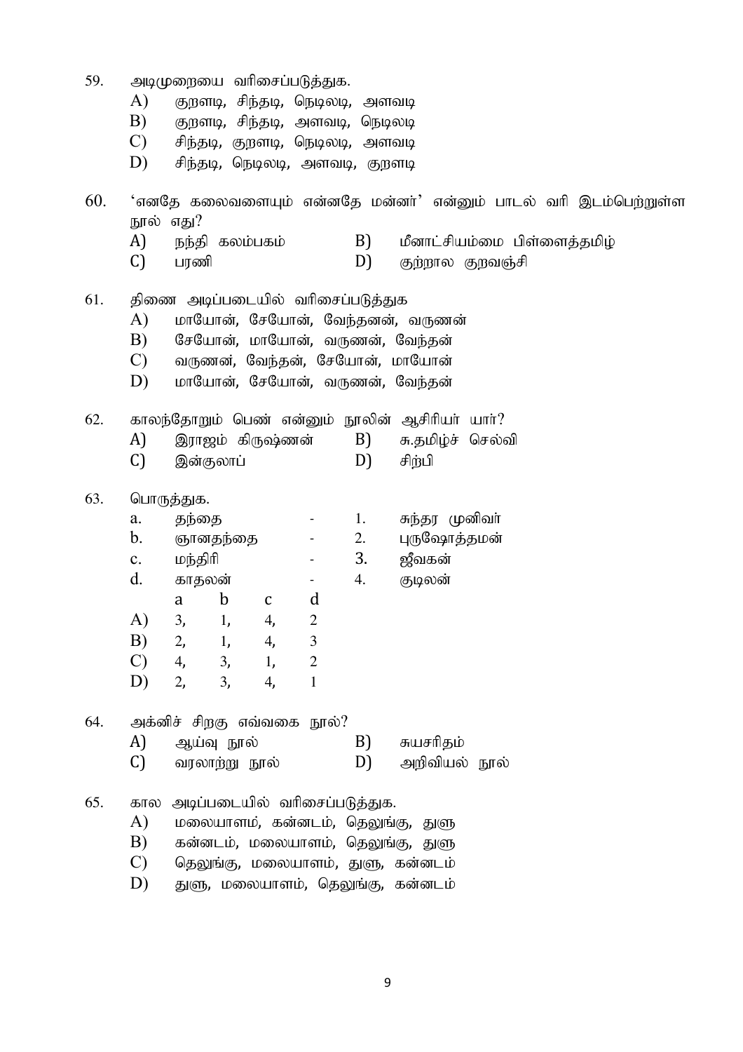59. அடிமுறையை வரிசைப்படுத்துக.

A) குறளடி, சிந்தடி, நெடிலடி, அளவடி

B) குறளடி, சிந்தடி, அளவடி, நெடிலடி

C) சிந்தடி, குறளடி, நெடிலடி, அளவடி

D) சிந்தடி, நெடிலடி, அளவடி, குறளடி

60. 'எனதே கலைவளையும் என்னதே மன்னர்' என்னும் பாடல் வரி இடம்பெற்றுள்ள நூல் எது?

A) நந்தி கலம்பகம்

B) மீனாட்சியம்மை பிள்ளைத்தமிழ்

C) பரணி

D) குற்றால குறவஞ்சி

61. திணை அடிப்படையில் வரிசைப்படுத்துக

A) மாயோன், சேயோன், வேந்தனன், வருணன்

B) சேயோன், மாயோன், வருணன், வேந்தன்

C) வருணன், வேந்தன், சேயோன், மாயோன்

D) மாயோன், சேயோன், வருணன், வேந்தன்

62. காலந்தோறும் பெண் என்னும் நூலின் ஆசிரியர் யார்?

A) இராஜம் கிருஷ்ணன்

B) சு.தமிழ்ச் செல்வி

C) இன்குலாப்

D) சிற்பி

63. பொருத்துக.

a. தந்தை - 1. சுந்தர முனிவர்

b. ஞானதந்தை - 2. புருஷோத்தமன்

c. மந்திரி - 3. ஜீவகன்

d. காதலன் - 4. குடிலன்

| | a | b | c | d |
|---|---|---|---|---|
| A) | 3, | 1, | 4, | 2 |
| B) | 2, | 1, | 4, | 3 |
| C) | 4, | 3, | 1, | 2 |
| D) | 2, | 3, | 4, | 1 |

64. அக்னிச் சிறகு எவ்வகை நூல்?

A) ஆய்வு நூல்

B) சுயசரிதம்

C) வரலாற்று நூல்

D) அறிவியல் நூல்

65. கால அடிப்படையில் வரிசைப்படுத்துக.

A) மலையாளம், கன்னடம், தெலுங்கு, துளு

B) கன்னடம், மலையாளம், தெலுங்கு, துளு

C) தெலுங்கு, மலையாளம், துளு, கன்னடம்

D) துளு, மலையாளம், தெலுங்கு, கன்னடம்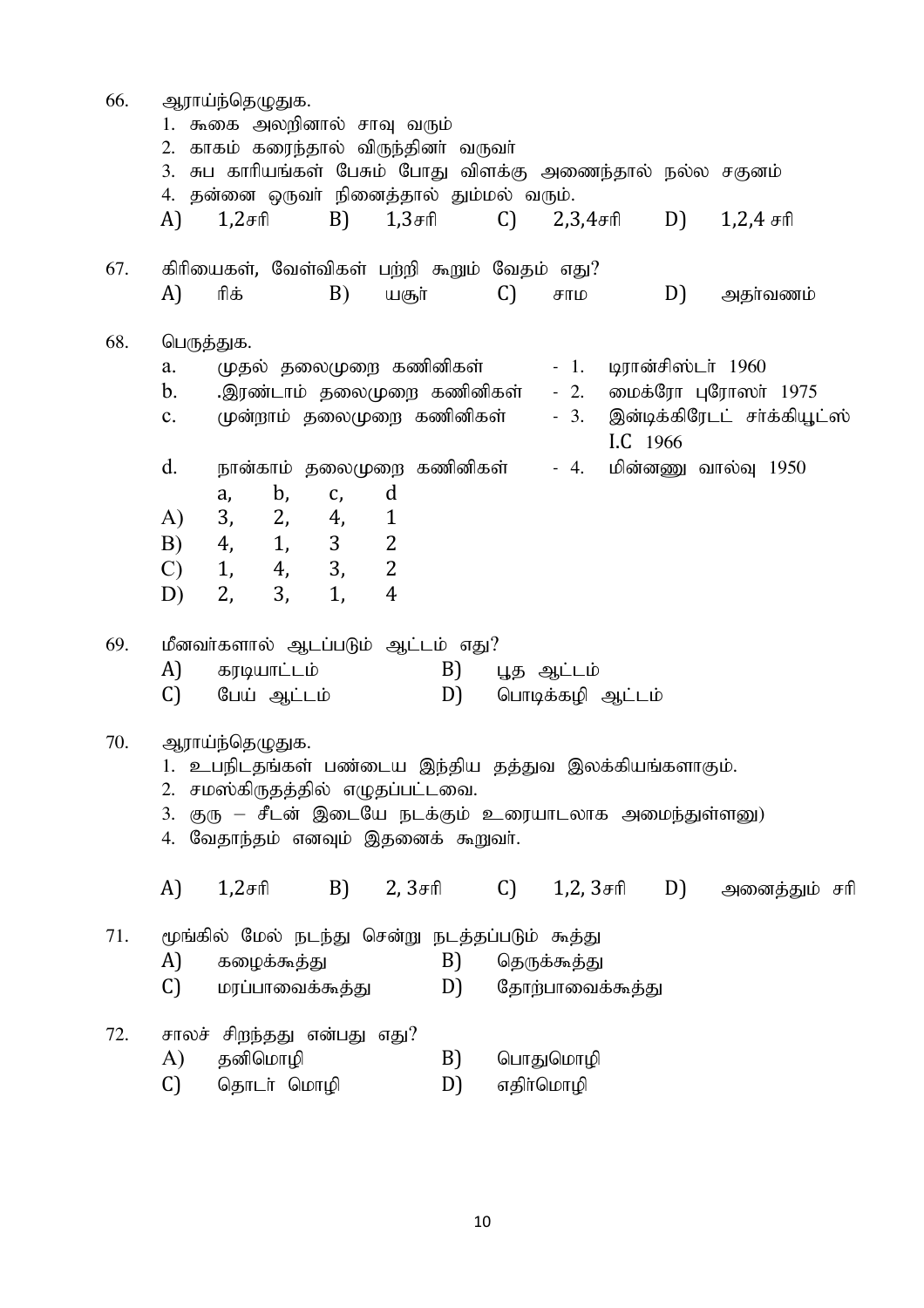66. ஆராய்ந்தெழுதுக.

1. கூகை அலறினால் சாவு வரும்
2. காகம் கரைந்தால் விருந்தினர் வருவர்
3. சுப காரியங்கள் பேசும் போது விளக்கு அணைந்தால் நல்ல சகுனம்
4. தன்னை ஒருவர் நினைத்தால் தும்மல் வரும்.

A) 1,2சரி B) 1,3சரி C) 2,3,4சரி D) 1,2,4 சரி

67. கிரியைகள், வேள்விகள் பற்றி கூறும் வேதம் எது?

A) ரிக் B) யசூர் C) சாம D) அதர்வணம்

68. பொருத்துக.

| | | | |
|---|---|---|---|
| a. | முதல் தலைமுறை கணினிகள் | - 1. | டிரான்சிஸ்டர் 1960 |
| b. | .இரண்டாம் தலைமுறை கணினிகள் | - 2. | மைக்ரோ புரோஸர் 1975 |
| c. | முன்றாம் தலைமுறை கணினிகள் | - 3. | இன்டிக்கிரேடட் சர்க்கியூட்ஸ் I.C 1966 |
| d. | நான்காம் தலைமுறை கணினிகள் | - 4. | மின்னணு வால்வு 1950 |

| | a, | b, | c, | d |
|---|---|---|---|---|
| A) | 3, | 2, | 4, | 1 |
| B) | 4, | 1, | 3 | 2 |
| C) | 1, | 4, | 3, | 2 |
| D) | 2, | 3, | 1, | 4 |

69. மீனவர்களால் ஆடப்படும் ஆட்டம் எது?

A) கரடியாட்டம் B) பூத ஆட்டம்
C) பேய் ஆட்டம் D) பொடிக்கழி ஆட்டம்

70. ஆராய்ந்தெழுதுக.

1. உபநிடதங்கள் பண்டைய இந்திய தத்துவ இலக்கியங்களாகும்.
2. சமஸ்கிருதத்தில் எழுதப்பட்டவை.
3. குரு – சீடன் இடையே நடக்கும் உரையாடலாக அமைந்துள்ளனு)
4. வேதாந்தம் எனவும் இதனைக் கூறுவர்.

A) 1,2சரி B) 2, 3சரி C) 1,2, 3சரி D) அனைத்தும் சரி

71. மூங்கில் மேல் நடந்து சென்று நடத்தப்படும் கூத்து

A) கழைக்கூத்து B) தெருக்கூத்து
C) மரப்பாவைக்கூத்து D) தோற்பாவைக்கூத்து

72. சாலச் சிறந்தது என்பது எது?

A) தனிமொழி B) பொதுமொழி
C) தொடர் மொழி D) எதிர்மொழி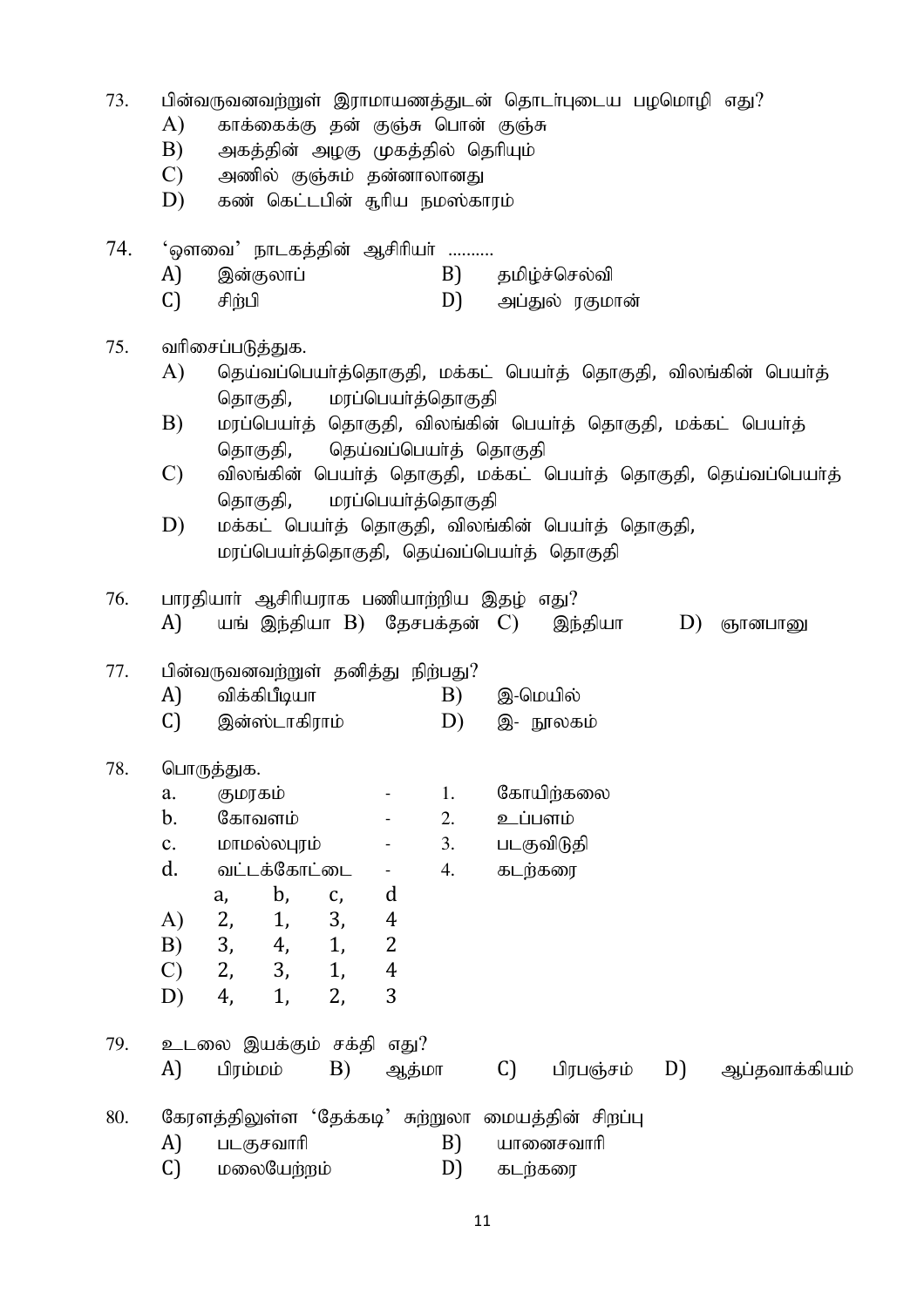73. பின்வருவனவற்றுள் இராமாயணத்துடன் தொடர்புடைய பழமொழி எது?
   - A) காக்கைக்கு தன் குஞ்சு பொன் குஞ்சு
   - B) அகத்தின் அழகு முகத்தில் தெரியும்
   - C) அணில் குஞ்சும் தன்னாலானது
   - D) கண் கெட்டபின் சூரிய நமஸ்காரம்

74. ‘ஔவை’ நாடகத்தின் ஆசிரியர் ..........
   - A) இன்குலாப்
   - B) தமிழ்ச்செல்வி
   - C) சிற்பி
   - D) அப்துல் ரகுமான்

75. வரிசைப்படுத்துக.
   - A) தெய்வப்பெயர்த்தொகுதி, மக்கட் பெயர்த் தொகுதி, விலங்கின் பெயர்த் தொகுதி, மரப்பெயர்த்தொகுதி
   - B) மரப்பெயர்த் தொகுதி, விலங்கின் பெயர்த் தொகுதி, மக்கட் பெயர்த் தொகுதி, தெய்வப்பெயர்த் தொகுதி
   - C) விலங்கின் பெயர்த் தொகுதி, மக்கட் பெயர்த் தொகுதி, தெய்வப்பெயர்த் தொகுதி, மரப்பெயர்த்தொகுதி
   - D) மக்கட் பெயர்த் தொகுதி, விலங்கின் பெயர்த் தொகுதி, மரப்பெயர்த்தொகுதி, தெய்வப்பெயர்த் தொகுதி

76. பாரதியார் ஆசிரியராக பணியாற்றிய இதழ் எது?
   - A) யங் இந்தியா
   - B) தேசபக்தன்
   - C) இந்தியா
   - D) ஞானபானு

77. பின்வருவனவற்றுள் தனித்து நிற்பது?
   - A) விக்கிபீடியா
   - B) இ-மெயில்
   - C) இன்ஸ்டாகிராம்
   - D) இ- நூலகம்

78. பொருத்துக.

| | | | | |
|---|---|---|---|---|
| a. | குமரகம் | - | 1. | கோயிற்கலை |
| b. | கோவளம் | - | 2. | உப்பளம் |
| c. | மாமல்லபுரம் | - | 3. | படகுவிடுதி |
| d. | வட்டக்கோட்டை | - | 4. | கடற்கரை |

| | a, | b, | c, | d |
|---|---|---|---|---|
| A) | 2, | 1, | 3, | 4 |
| B) | 3, | 4, | 1, | 2 |
| C) | 2, | 3, | 1, | 4 |
| D) | 4, | 1, | 2, | 3 |

79. உடலை இயக்கும் சக்தி எது?
   - A) பிரம்மம்
   - B) ஆத்மா
   - C) பிரபஞ்சம்
   - D) ஆப்தவாக்கியம்

80. கேரளத்திலுள்ள ‘தேக்கடி’ சுற்றுலா மையத்தின் சிறப்பு
   - A) படகுசவாரி
   - B) யானைசவாரி
   - C) மலையேற்றம்
   - D) கடற்கரை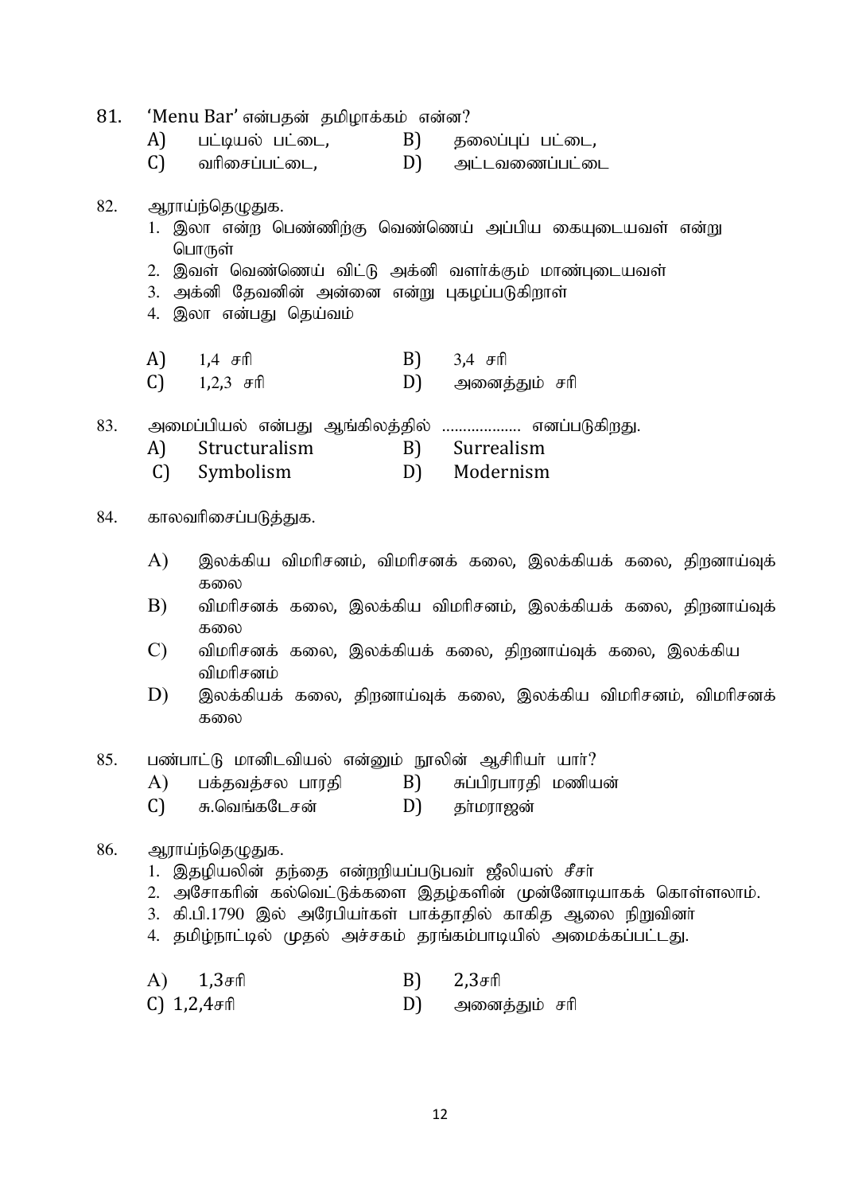81. 'Menu Bar' என்பதன் தமிழாக்கம் என்ன?

A) பட்டியல் பட்டை, B) தலைப்புப் பட்டை,

C) வரிசைப்பட்டை, D) அட்டவணைப்பட்டை

82. ஆராய்ந்தெழுதுக.

1. இலா என்ற பெண்ணிற்கு வெண்ணெய் அப்பிய கையுடையவள் என்று பொருள்
2. இவள் வெண்ணெய் விட்டு அக்னி வளர்க்கும் மாண்புடையவள்
3. அக்னி தேவனின் அன்னை என்று புகழப்படுகிறாள்
4. இலா என்பது தெய்வம்

A) 1,4 சரி B) 3,4 சரி

C) 1,2,3 சரி D) அனைத்தும் சரி

83. அமைப்பியல் என்பது ஆங்கிலத்தில் .................. எனப்படுகிறது.

A) Structuralism B) Surrealism

C) Symbolism D) Modernism

84. காலவரிசைப்படுத்துக.

A) இலக்கிய விமரிசனம், விமரிசனக் கலை, இலக்கியக் கலை, திறனாய்வுக் கலை

B) விமரிசனக் கலை, இலக்கிய விமரிசனம், இலக்கியக் கலை, திறனாய்வுக் கலை

C) விமரிசனக் கலை, இலக்கியக் கலை, திறனாய்வுக் கலை, இலக்கிய விமரிசனம்

D) இலக்கியக் கலை, திறனாய்வுக் கலை, இலக்கிய விமரிசனம், விமரிசனக் கலை

85. பண்பாட்டு மானிடவியல் என்னும் நூலின் ஆசிரியர் யார்?

A) பக்தவத்சல பாரதி B) சுப்பிரபாரதி மணியன்

C) சு.வெங்கடேசன் D) தர்மராஜன்

86. ஆராய்ந்தெழுதுக.

1. இதழியலின் தந்தை என்றறியப்படுபவர் ஜீலியஸ் சீசர்
2. அசோகரின் கல்வெட்டுக்களை இதழ்களின் முன்னோடியாகக் கொள்ளலாம்.
3. கி.பி.1790 இல் அரேபியர்கள் பாக்தாதில் காகித ஆலை நிறுவினர்
4. தமிழ்நாட்டில் முதல் அச்சகம் தரங்கம்பாடியில் அமைக்கப்பட்டது.

A) 1,3சரி B) 2,3சரி

C) 1,2,4சரி D) அனைத்தும் சரி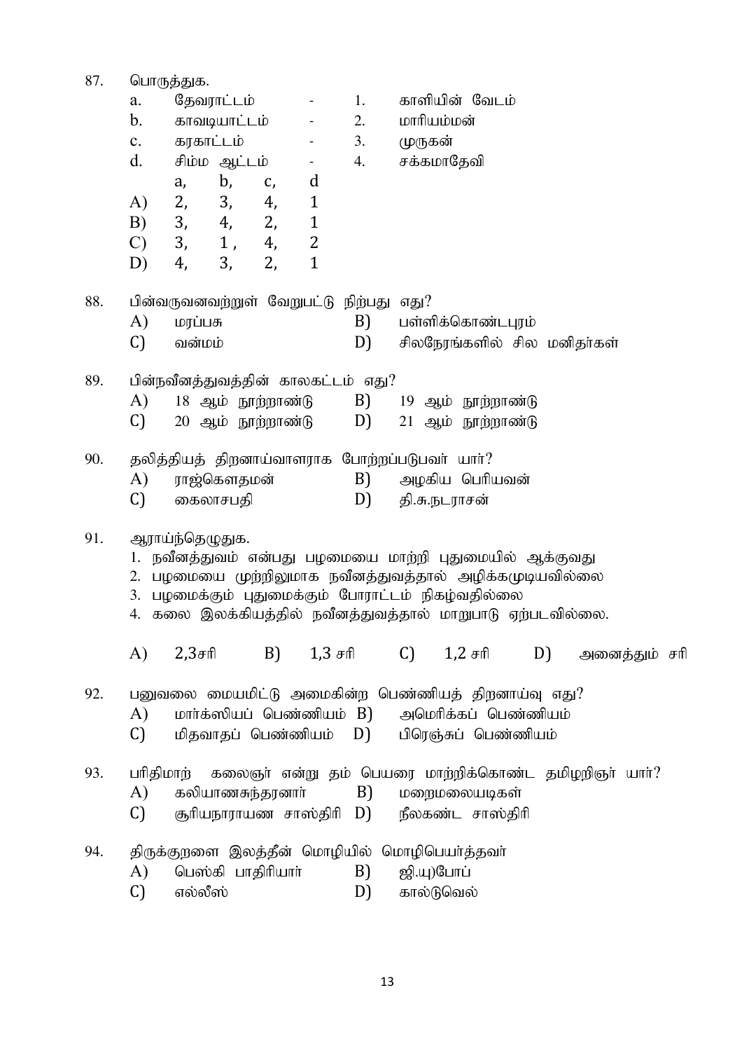87. பொருத்துக.

| | | | | |
|---|---|---|---|---|
| a. | தேவராட்டம் | - | 1. | காளியின் வேடம் |
| b. | காவடியாட்டம் | - | 2. | மாரியம்மன் |
| c. | கரகாட்டம் | - | 3. | முருகன் |
| d. | சிம்ம ஆட்டம் | - | 4. | சக்கமாதேவி |

| | a, | b, | c, | d |
|---|---|---|---|---|
| A) | 2, | 3, | 4, | 1 |
| B) | 3, | 4, | 2, | 1 |
| C) | 3, | 1 , | 4, | 2 |
| D) | 4, | 3, | 2, | 1 |

88. பின்வருவனவற்றுள் வேறுபட்டு நிற்பது எது?

A) மரப்பசு B) பள்ளிக்கொண்டபுரம்

C) வன்மம் D) சிலநேரங்களில் சில மனிதர்கள்

89. பின்நவீனத்துவத்தின் காலகட்டம் எது?

A) 18 ஆம் நூற்றாண்டு B) 19 ஆம் நூற்றாண்டு

C) 20 ஆம் நூற்றாண்டு D) 21 ஆம் நூற்றாண்டு

90. தலித்தியத் திறனாய்வாளராக போற்றப்படுபவர் யார்?

A) ராஜ்கௌதமன் B) அழகிய பெரியவன்

C) கைலாசபதி D) தி.சு.நடராசன்

91. ஆராய்ந்தெழுதுக.

1. நவீனத்துவம் என்பது பழமையை மாற்றி புதுமையில் ஆக்குவது
2. பழமையை முற்றிலுமாக நவீனத்துவத்தால் அழிக்கமுடியவில்லை
3. பழமைக்கும் புதுமைக்கும் போராட்டம் நிகழ்வதில்லை
4. கலை இலக்கியத்தில் நவீனத்துவத்தால் மாறுபாடு ஏற்படவில்லை.

A) 2,3சரி B) 1,3 சரி C) 1,2 சரி D) அனைத்தும் சரி

92. பனுவலை மையமிட்டு அமைகின்ற பெண்ணியத் திறனாய்வு எது?

A) மார்க்ஸியப் பெண்ணியம் B) அமெரிக்கப் பெண்ணியம்

C) மிதவாதப் பெண்ணியம் D) பிரெஞ்சுப் பெண்ணியம்

93. பரிதிமாற் கலைஞர் என்று தம் பெயரை மாற்றிக்கொண்ட தமிழறிஞர் யார்?

A) கலியாணசுந்தரனார் B) மறைமலையடிகள்

C) சூரியநாராயண சாஸ்திரி D) நீலகண்ட சாஸ்திரி

94. திருக்குறளை இலத்தீன் மொழியில் மொழிபெயர்த்தவர்

A) பெஸ்கி பாதிரியார் B) ஜி.யு)போப்

C) எல்லீஸ் D) கால்டுவெல்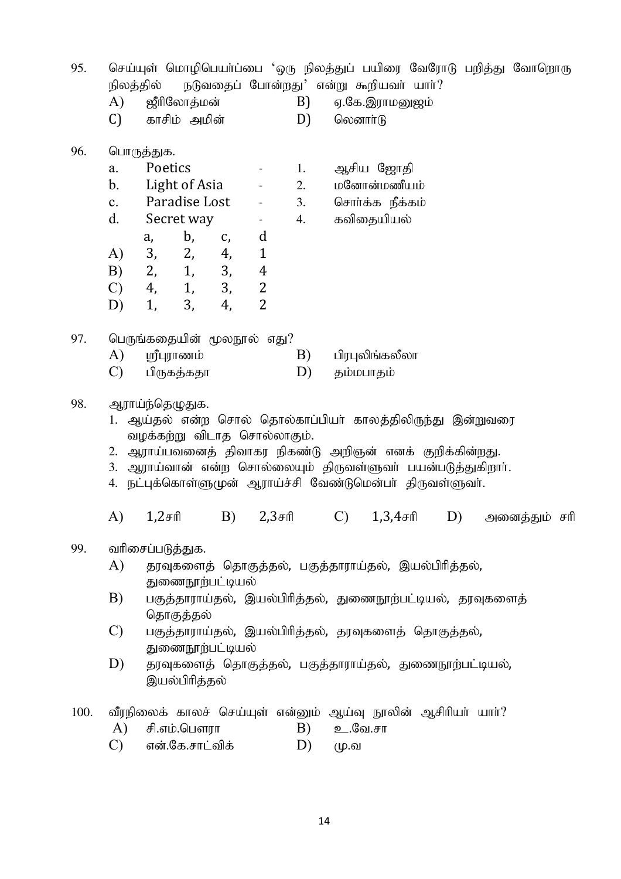95. செய்யுள் மொழிபெயர்ப்பை 'ஒரு நிலத்துப் பயிரை வேரோடு பறித்து வோறொரு நிலத்தில் நடுவதைப் போன்றது' என்று கூறியவர் யார்?

A) ஜீரிலோத்மன் B) ஏ.கே.இராமனுஜம்

C) காசிம் அமின் D) லெனார்டு

96. பொருத்துக.

a. Poetics - 1. ஆசிய ஜோதி

b. Light of Asia - 2. மனோன்மணீயம்

c. Paradise Lost - 3. சொர்க்க நீக்கம்

d. Secret way - 4. கவிதையியல்

| | a, | b, | c, | d |
|---|---|---|---|---|
| A) | 3, | 2, | 4, | 1 |
| B) | 2, | 1, | 3, | 4 |
| C) | 4, | 1, | 3, | 2 |
| D) | 1, | 3, | 4, | 2 |

97. பெருங்கதையின் மூலநூல் எது?

A) ஸ்ரீபுராணம் B) பிரபுலிங்கலீலா

C) பிருகத்கதா D) தம்மபாதம்

98. ஆராய்ந்தெழுதுக.

1. ஆய்தல் என்ற சொல் தொல்காப்பியர் காலத்திலிருந்து இன்றுவரை வழக்கற்று விடாத சொல்லாகும்.
2. ஆராய்பவனைத் திவாகர நிகண்டு அறிஞன் எனக் குறிக்கின்றது.
3. ஆராய்வான் என்ற சொல்லையும் திருவள்ளுவர் பயன்படுத்துகிறார்.
4. நட்புக்கொள்ளுமுன் ஆராய்ச்சி வேண்டுமென்பர் திருவள்ளுவர்.

A) 1,2சரி B) 2,3சரி C) 1,3,4சரி D) அனைத்தும் சரி

99. வரிசைப்படுத்துக.

A) தரவுகளைத் தொகுத்தல், பகுத்தாராய்தல், இயல்பிரித்தல், துணைநூற்பட்டியல்

B) பகுத்தாராய்தல், இயல்பிரித்தல், துணைநூற்பட்டியல், தரவுகளைத் தொகுத்தல்

C) பகுத்தாராய்தல், இயல்பிரித்தல், தரவுகளைத் தொகுத்தல், துணைநூற்பட்டியல்

D) தரவுகளைத் தொகுத்தல், பகுத்தாராய்தல், துணைநூற்பட்டியல், இயல்பிரித்தல்

100. வீரநிலைக் காலச் செய்யுள் என்னும் ஆய்வு நூலின் ஆசிரியர் யார்?

A) சி.எம்.பௌரா B) உ.வே.சா

C) என்.கே.சாட்விக் D) மு.வ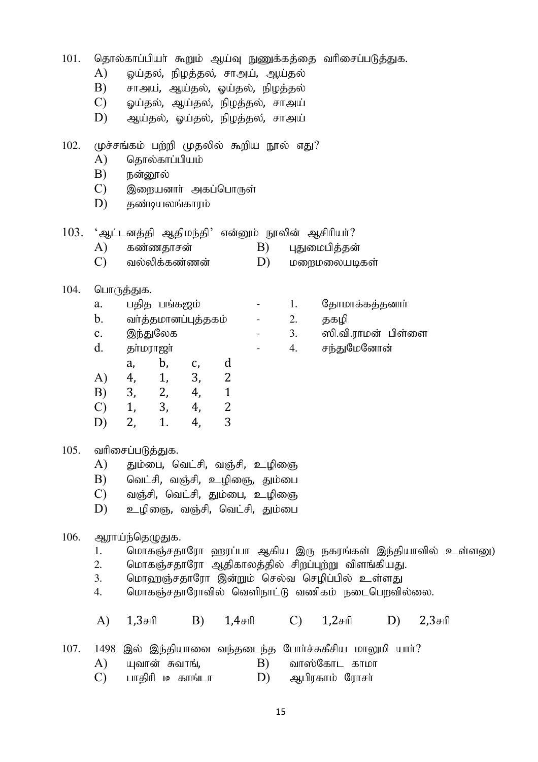101. தொல்காப்பியர் கூறும் ஆய்வு நுணுக்கத்தை வரிசைப்படுத்துக.

- A) ஓய்தல், நிழத்தல், சாஅய், ஆய்தல்
- B) சாஅய், ஆய்தல், ஓய்தல், நிழத்தல்
- C) ஓய்தல், ஆய்தல், நிழத்தல், சாஅய்
- D) ஆய்தல், ஓய்தல், நிழத்தல், சாஅய்

102. முச்சங்கம் பற்றி முதலில் கூறிய நூல் எது?

- A) தொல்காப்பியம்
- B) நன்னூல்
- C) இறையனார் அகப்பொருள்
- D) தண்டியலங்காரம்

103. 'ஆட்டனத்தி ஆதிமந்தி' என்னும் நூலின் ஆசிரியர்?

- A) கண்ணதாசன்
- B) புதுமைபித்தன்
- C) வல்லிக்கண்ணன்
- D) மறைமலையடிகள்

104. பொருத்துக.

| | | | | |
|---|---|---|---|---|
| a. | பதித பங்கஜம் | - | 1. | தோமாக்கத்தனார் |
| b. | வர்த்தமானப்புத்தகம் | - | 2. | தகழி |
| c. | இந்துலேக | - | 3. | ஸி.வி.ராமன் பிள்ளை |
| d. | தர்மராஜா் | - | 4. | சந்துமேனோன் |

| | a, | b, | c, | d |
|---|---|---|---|---|
| A) | 4, | 1, | 3, | 2 |
| B) | 3, | 2, | 4, | 1 |
| C) | 1, | 3, | 4, | 2 |
| D) | 2, | 1. | 4, | 3 |

105. வரிசைப்படுத்துக.

- A) தும்பை, வெட்சி, வஞ்சி, உழிஞை
- B) வெட்சி, வஞ்சி, உழிஞை, தும்பை
- C) வஞ்சி, வெட்சி, தும்பை, உழிஞை
- D) உழிஞை, வஞ்சி, வெட்சி, தும்பை

106. ஆராய்ந்தெழுதுக.

1. மொகஞ்சதாரோ ஹரப்பா ஆகிய இரு நகரங்கள் இந்தியாவில் உள்ளனு)
2. மொகஞ்சதாரோ ஆதிகாலத்தில் சிறப்புற்று விளங்கியது.
3. மொஹஞ்சதாரோ இன்றும் செல்வ செழிப்பில் உள்ளது
4. மொகஞ்சதாரோவில் வெளிநாட்டு வணிகம் நடைபெறவில்லை.

A) 1,3சரி B) 1,4சரி C) 1,2சரி D) 2,3சரி

107. 1498 இல் இந்தியாவை வந்தடைந்த போர்ச்சுகீசிய மாலுமி யார்?

- A) யுவான் சுவாங்,
- B) வாஸ்கோட காமா
- C) பாதிரி டீ காங்டா
- D) ஆபிரகாம் ரோசர்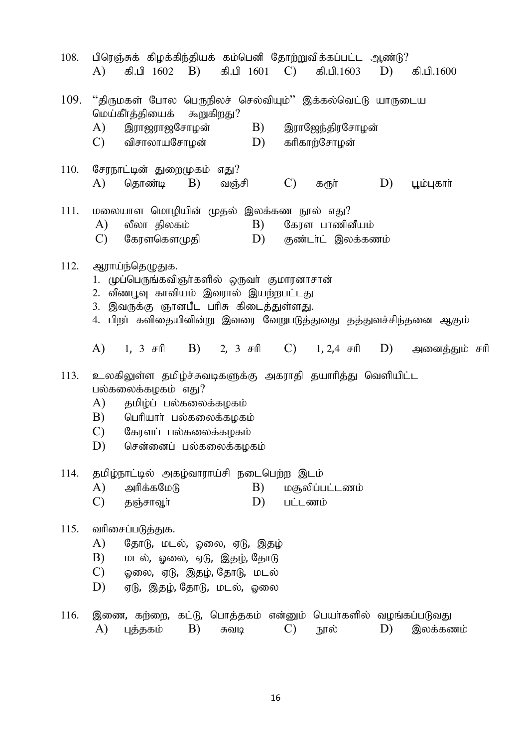108. பிரெஞ்சுக் கிழக்கிந்தியக் கம்பெனி தோற்றுவிக்கப்பட்ட ஆண்டு?
A) கி.பி 1602 B) கி.பி 1601 C) கி.பி.1603 D) கி.பி.1600

109. "திருமகள் போல பெருநிலச் செல்வியும்" இக்கல்வெட்டு யாருடைய மெய்கீர்த்தியைக் கூறுகிறது?
A) இராஜராஜசோழன் B) இராஜேந்திரசோழன்
C) விசாலாயசோழன் D) கரிகாற்சோழன்

110. சேரநாட்டின் துறைமுகம் எது?
A) தொண்டி B) வஞ்சி C) கரூர் D) பூம்புகார்

111. மலையாள மொழியின் முதல் இலக்கண நூல் எது?
A) லீலா திலகம் B) கேரள பாணினீயம்
C) கேரளகௌமுதி D) குண்டர்ட் இலக்கணம்

112. ஆராய்ந்தெழுதுக.
1. முப்பெருங்கவிஞர்களில் ஒருவர் குமாரனாசான்
2. வீணபூவு காவியம் இவரால் இயற்றப்பட்டது
3. இவருக்கு ஞானபீட பரிசு கிடைத்துள்ளது.
4. பிறர் கவிதையினின்று இவரை வேறுபடுத்துவது தத்துவச்சிந்தனை ஆகும்

A) 1, 3 சரி B) 2, 3 சரி C) 1, 2,4 சரி D) அனைத்தும் சரி

113. உலகிலுள்ள தமிழ்ச்சுவடிகளுக்கு அகராதி தயாரித்து வெளியிட்ட பல்கலைக்கழகம் எது?
A) தமிழ்ப் பல்கலைக்கழகம்
B) பெரியார் பல்கலைக்கழகம்
C) கேரளப் பல்கலைக்கழகம்
D) சென்னைப் பல்கலைக்கழகம்

114. தமிழ்நாட்டில் அகழ்வாராய்சி நடைபெற்ற இடம்
A) அரிக்கமேடு B) மசூலிப்பட்டணம்
C) தஞ்சாவூர் D) பட்டணம்

115. வரிசைப்படுத்துக.
A) தோடு, மடல், ஓலை, ஏடு, இதழ்
B) மடல், ஓலை, ஏடு, இதழ், தோடு
C) ஓலை, ஏடு, இதழ், தோடு, மடல்
D) ஏடு, இதழ், தோடு, மடல், ஓலை

116. இணை, கற்றை, கட்டு, பொத்தகம் என்னும் பெயர்களில் வழங்கப்படுவது
A) புத்தகம் B) சுவடி C) நூல் D) இலக்கணம்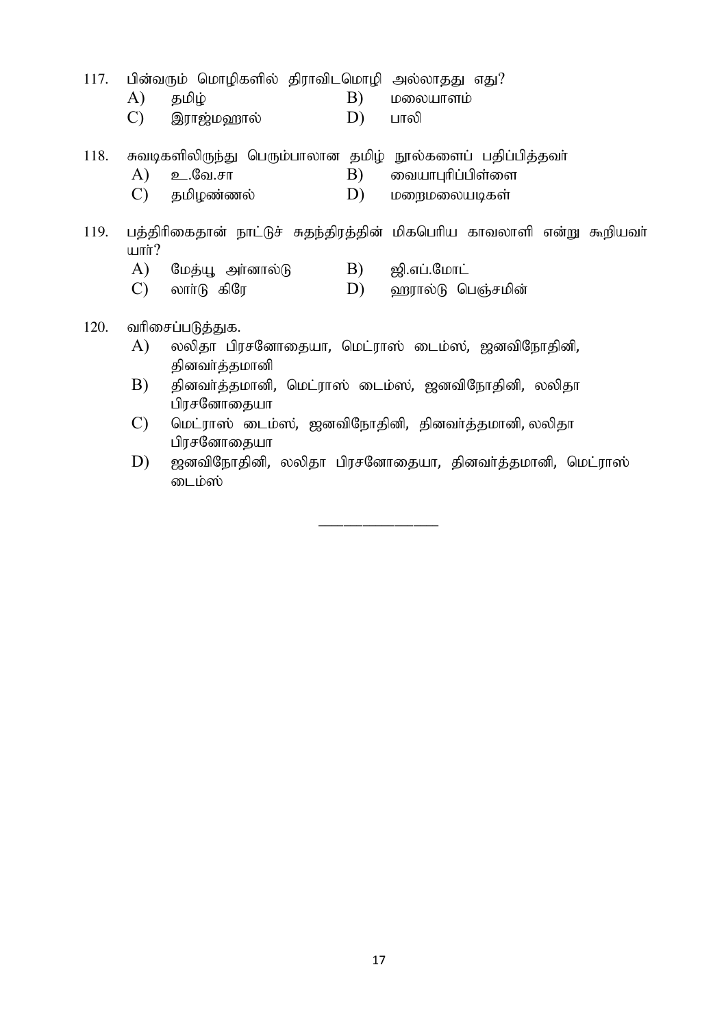117. பின்வரும் மொழிகளில் திராவிடமொழி அல்லாதது எது?

   A) தமிழ்
   B) மலையாளம்
   C) இராஜ்மஹால்
   D) பாலி

118. சுவடிகளிலிருந்து பெரும்பாலான தமிழ் நூல்களைப் பதிப்பித்தவர்

   A) உ.வே.சா
   B) வையாபுரிப்பிள்ளை
   C) தமிழண்ணல்
   D) மறைமலையடிகள்

119. பத்திரிகைதான் நாட்டுச் சுதந்திரத்தின் மிகபெரிய காவலாளி என்று கூறியவர் யார்?

   A) மேத்யூ அர்னால்டு
   B) ஜி.எப்.மோட்
   C) லார்டு கிரே
   D) ஹரால்டு பெஞ்சமின்

120. வரிசைப்படுத்துக.

   A) லலிதா பிரசனோதையா, மெட்ராஸ் டைம்ஸ், ஜனவிநோதினி, தினவர்த்தமானி
   B) தினவர்த்தமானி, மெட்ராஸ் டைம்ஸ், ஜனவிநோதினி, லலிதா பிரசனோதையா
   C) மெட்ராஸ் டைம்ஸ், ஜனவிநோதினி, தினவர்த்தமானி, லலிதா பிரசனோதையா
   D) ஜனவிநோதினி, லலிதா பிரசனோதையா, தினவர்த்தமானி, மெட்ராஸ் டைம்ஸ்

---